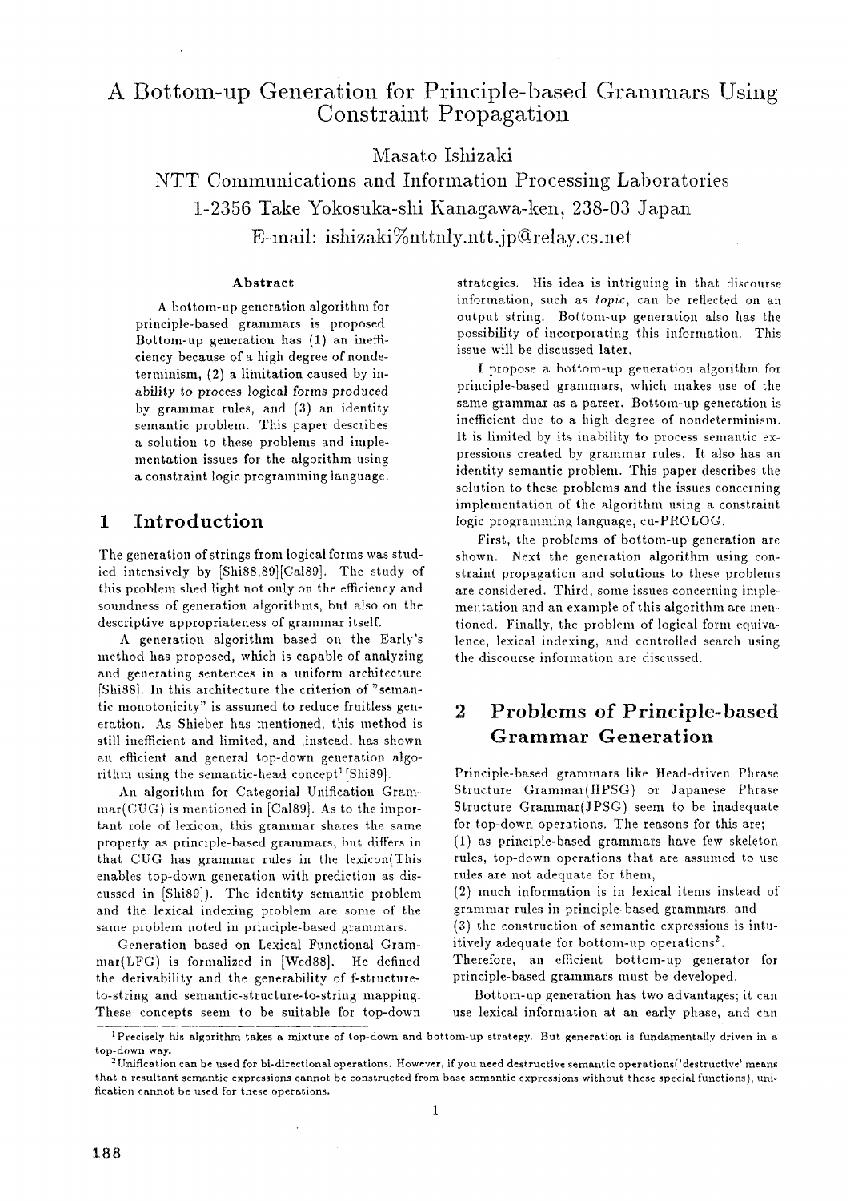# A Bottom-up Generation for Principle-based Grammars Using Constraint Propagation

Masato Ishizaki

NTT Communications and Information Processing Laboratories
1-2356 Take Yokosuka-shi Kanagawa-ken, 238-03 Japan
E-mail: ishizaki%nttnly.ntt.jp@relay.cs.net

### Abstract

A bottom-up generation algorithm for principle-based grammars is proposed. Bottom-up generation has (1) an inefficiency because of a high degree of nondeterminism, (2) a limitation caused by inability to process logical forms produced by grammar rules, and (3) an identity semantic problem. This paper describes a solution to these problems and implementation issues for the algorithm using a constraint logic programming language.

## 1 Introduction

The generation of strings from logical forms was studied intensively by [Shi88,89][Cal89]. The study of this problem shed light not only on the efficiency and soundness of generation algorithms, but also on the descriptive appropriateness of grammar itself.

A generation algorithm based on the Early's method has proposed, which is capable of analyzing and generating sentences in a uniform architecture [Shi88]. In this architecture the criterion of "semantic monotonicity" is assumed to reduce fruitless generation. As Shieber has mentioned, this method is still inefficient and limited, and ,instead, has shown an efficient and general top-down generation algorithm using the semantic-head concept[1][Shi89].

An algorithm for Categorial Unification Grammar(CUG) is mentioned in [Cal89]. As to the important role of lexicon, this grammar shares the same property as principle-based grammars, but differs in that CUG has grammar rules in the lexicon(This enables top-down generation with prediction as discussed in [Shi89]). The identity semantic problem and the lexical indexing problem are some of the same problem noted in principle-based grammars.

Generation based on Lexical Functional Grammar(LFG) is formalized in [Wed88]. He defined the derivability and the generability of f-structure-to-string and semantic-structure-to-string mapping. These concepts seem to be suitable for top-down strategies. His idea is intriguing in that discourse information, such as *topic*, can be reflected on an output string. Bottom-up generation also has the possibility of incorporating this information. This issue will be discussed later.

I propose a bottom-up generation algorithm for principle-based grammars, which makes use of the same grammar as a parser. Bottom-up generation is inefficient due to a high degree of nondeterminism. It is limited by its inability to process semantic expressions created by grammar rules. It also has an identity semantic problem. This paper describes the solution to these problems and the issues concerning implementation of the algorithm using a constraint logic programming language, cu-PROLOG.

First, the problems of bottom-up generation are shown. Next the generation algorithm using constraint propagation and solutions to these problems are considered. Third, some issues concerning implementation and an example of this algorithm are mentioned. Finally, the problem of logical form equivalence, lexical indexing, and controlled search using the discourse information are discussed.

## 2 Problems of Principle-based Grammar Generation

Principle-based grammars like Head-driven Phrase Structure Grammar(HPSG) or Japanese Phrase Structure Grammar(JPSG) seem to be inadequate for top-down operations. The reasons for this are;
(1) as principle-based grammars have few skeleton rules, top-down operations that are assumed to use rules are not adequate for them,
(2) much information is in lexical items instead of grammar rules in principle-based grammars, and
(3) the construction of semantic expressions is intuitively adequate for bottom-up operations[2].
Therefore, an efficient bottom-up generator for principle-based grammars must be developed.

Bottom-up generation has two advantages; it can use lexical information at an early phase, and can

[1] Precisely his algorithm takes a mixture of top-down and bottom-up strategy. But generation is fundamentally driven in a top-down way.

[2] Unification can be used for bi-directional operations. However, if you need destructive semantic operations('destructive' means that a resultant semantic expressions cannot be constructed from base semantic expressions without these special functions), unification cannot be used for these operations.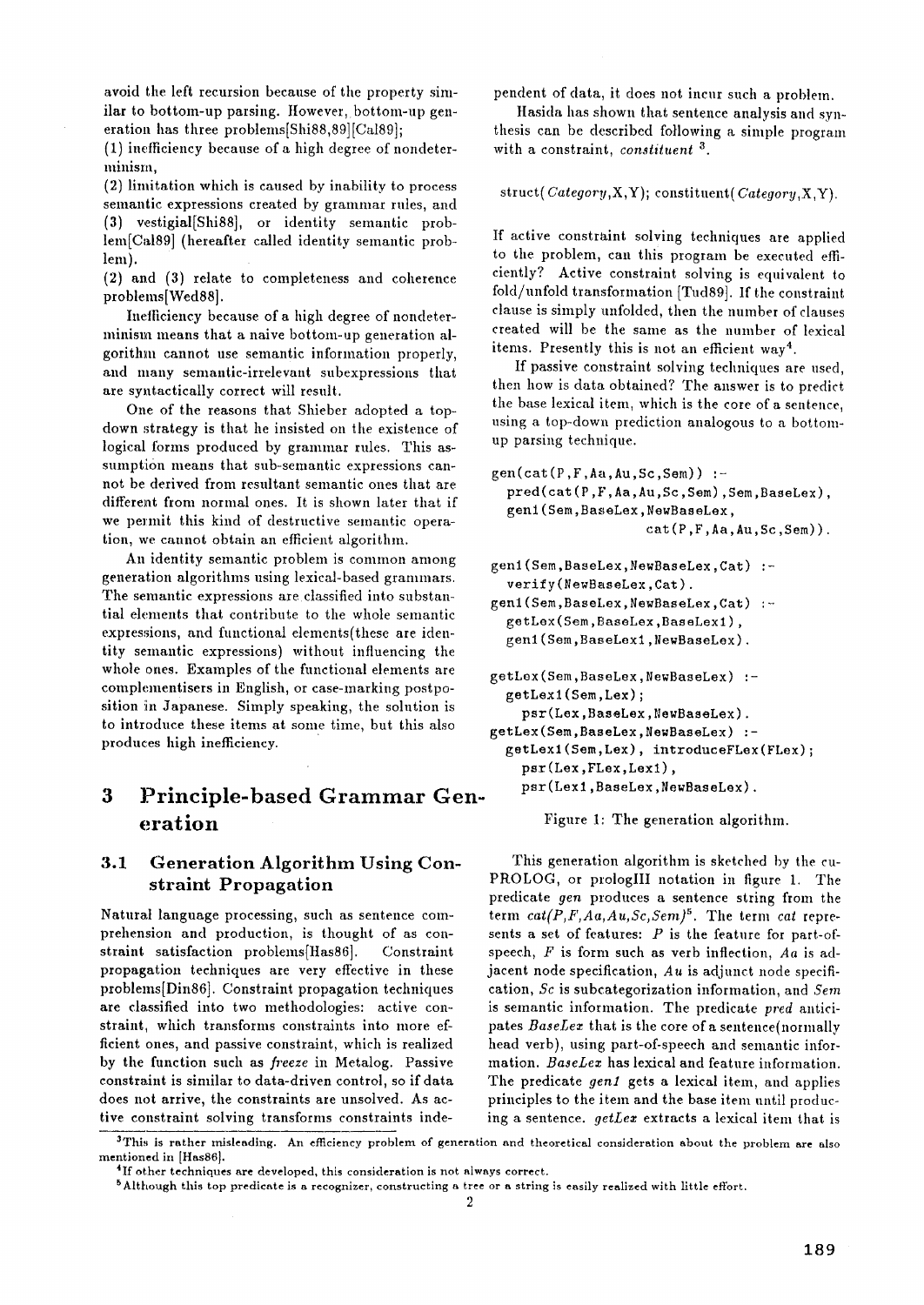avoid the left recursion because of the property similar to bottom-up parsing. However, bottom-up generation has three problems[Shi88,89][Cal89];

(1) inefficiency because of a high degree of nondeterminism,

(2) limitation which is caused by inability to process semantic expressions created by grammar rules, and

(3) vestigial[Shi88], or identity semantic problem[Cal89] (hereafter called identity semantic problem).

(2) and (3) relate to completeness and coherence problems[Wed88].

Inefficiency because of a high degree of nondeterminism means that a naive bottom-up generation algorithm cannot use semantic information properly, and many semantic-irrelevant subexpressions that are syntactically correct will result.

One of the reasons that Shieber adopted a top-down strategy is that he insisted on the existence of logical forms produced by grammar rules. This assumption means that sub-semantic expressions cannot be derived from resultant semantic ones that are different from normal ones. It is shown later that if we permit this kind of destructive semantic operation, we cannot obtain an efficient algorithm.

An identity semantic problem is common among generation algorithms using lexical-based grammars. The semantic expressions are classified into substantial elements that contribute to the whole semantic expressions, and functional elements(these are identity semantic expressions) without influencing the whole ones. Examples of the functional elements are complementisers in English, or case-marking postposition in Japanese. Simply speaking, the solution is to introduce these items at some time, but this also produces high inefficiency.

# 3 Principle-based Grammar Generation

## 3.1 Generation Algorithm Using Constraint Propagation

Natural language processing, such as sentence comprehension and production, is thought of as constraint satisfaction problems[Has86]. Constraint propagation techniques are very effective in these problems[Din86]. Constraint propagation techniques are classified into two methodologies: active constraint, which transforms constraints into more efficient ones, and passive constraint, which is realized by the function such as *freeze* in Metalog. Passive constraint is similar to data-driven control, so if data does not arrive, the constraints are unsolved. As active constraint solving transforms constraints independent of data, it does not incur such a problem.

Hasida has shown that sentence analysis and synthesis can be described following a simple program with a constraint, *constituent* [3].

struct(*Category*,X,Y); constituent(*Category*,X,Y).

If active constraint solving techniques are applied to the problem, can this program be executed efficiently? Active constraint solving is equivalent to fold/unfold transformation [Tud89]. If the constraint clause is simply unfolded, then the number of clauses created will be the same as the number of lexical items. Presently this is not an efficient way[4].

If passive constraint solving techniques are used, then how is data obtained? The answer is to predict the base lexical item, which is the core of a sentence, using a top-down prediction analogous to a bottom-up parsing technique.

```
gen(cat(P,F,Aa,Au,Sc,Sem)) :-
  pred(cat(P,F,Aa,Au,Sc,Sem),Sem,BaseLex),
  gen1(Sem,BaseLex,NewBaseLex,
                 cat(P,F,Aa,Au,Sc,Sem)).

gen1(Sem,BaseLex,NewBaseLex,Cat) :-
  verify(NewBaseLex,Cat).
gen1(Sem,BaseLex,NewBaseLex,Cat) :-
  getLex(Sem,BaseLex,BaseLex1),
  gen1(Sem,BaseLex1,NewBaseLex).

getLex(Sem,BaseLex,NewBaseLex) :-
  getLex1(Sem,Lex);
    psr(Lex,BaseLex,NewBaseLex).
getLex(Sem,BaseLex,NewBaseLex) :-
  getLex1(Sem,Lex), introduceFLex(FLex);
    psr(Lex,FLex,Lex1),
    psr(Lex1,BaseLex,NewBaseLex).
```

Figure 1: The generation algorithm.

This generation algorithm is sketched by the cu-PROLOG, or prologIII notation in figure 1. The predicate *gen* produces a sentence string from the term *cat(P,F,Aa,Au,Sc,Sem)*[5]. The term *cat* represents a set of features: *P* is the feature for part-of-speech, *F* is form such as verb inflection, *Aa* is adjacent node specification, *Au* is adjunct node specification, *Sc* is subcategorization information, and *Sem* is semantic information. The predicate *pred* anticipates *BaseLex* that is the core of a sentence(normally head verb), using part-of-speech and semantic information. *BaseLex* has lexical and feature information. The predicate *gen1* gets a lexical item, and applies principles to the item and the base item until producing a sentence. *getLex* extracts a lexical item that is

[3] This is rather misleading. An efficiency problem of generation and theoretical consideration about the problem are also mentioned in [Has86].

[4] If other techniques are developed, this consideration is not always correct.

[5] Although this top predicate is a recognizer, constructing a tree or a string is easily realized with little effort.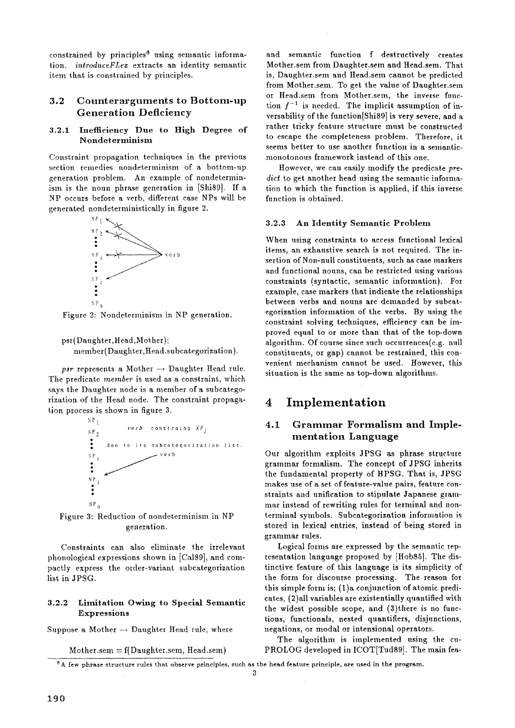constrained by principles[6] using semantic information. *introduceFLex* extracts an identity semantic item that is constrained by principles.

## 3.2 Counterarguments to Bottom-up Generation Deficiency

### 3.2.1 Inefficiency Due to High Degree of Nondeterminism

Constraint propagation techniques in the previous section remedies nondeterminism of a bottom-up generation problem. An example of nondeterminism is the noun phrase generation in [Shi89]. If a NP occurs before a verb, different case NPs will be generated nondeterministically in figure 2.

Figure 2: Nondeterminism in NP generation.

```
psr(Daughter,Head,Mother);
    member(Daughter,Head.subcategorization).
```

*psr* represents a Mother → Daughter Head rule. The predicate *member* is used as a constraint, which says the Daughter node is a member of a subcategorization of the Head node. The constraint propagation process is shown in figure 3.

Figure 3: Reduction of nondeterminism in NP generation.

Constraints can also eliminate the irrelevant phonological expressions shown in [Cal89], and compactly express the order-variant subcategorization list in JPSG.

### 3.2.2 Limitation Owing to Special Semantic Expressions

Suppose a Mother → Daughter Head rule, where

$$\text{Mother.sem} = \text{f(Daughter.sem, Head.sem)}$$

and semantic function f destructively creates Mother.sem from Daughter.sem and Head.sem. That is, Daughter.sem and Head.sem cannot be predicted from Mother.sem. To get the value of Daughter.sem or Head.sem from Mother.sem, the inverse function $f^{-1}$ is needed. The implicit assumption of inversability of the function[Shi89] is very severe, and a rather tricky feature structure must be constructed to escape the completeness problem. Therefore, it seems better to use another function in a semantic-monotonous framework instead of this one.

However, we can easily modify the predicate *predict* to get another head using the semantic information to which the function is applied, if this inverse function is obtained.

### 3.2.3 An Identity Semantic Problem

When using constraints to access functional lexical items, an exhaustive search is not required. The insertion of Non-null constituents, such as case markers and functional nouns, can be restricted using various constraints (syntactic, semantic information). For example, case markers that indicate the relationships between verbs and nouns are demanded by subcategorization information of the verbs. By using the constraint solving techniques, efficiency can be improved equal to or more than that of the top-down algorithm. Of course since such occurrences(e.g. null constituents, or gap) cannot be restrained, this convenient mechanism cannot be used. However, this situation is the same as top-down algorithms.

# 4 Implementation

## 4.1 Grammar Formalism and Implementation Language

Our algorithm exploits JPSG as phrase structure grammar formalism. The concept of JPSG inherits the fundamental property of HPSG. That is, JPSG makes use of a set of feature-value pairs, feature constraints and unification to stipulate Japanese grammar instead of rewriting rules for terminal and nonterminal symbols. Subcategorization information is stored in lexical entries, instead of being stored in grammar rules.

Logical forms are expressed by the semantic representation language proposed by [Hob85]. The distinctive feature of this language is its simplicity of the form for discourse processing. The reason for this simple form is; (1)a conjunction of atomic predicates, (2)all variables are existentially quantified with the widest possible scope, and (3)there is no functions, functionals, nested quantifiers, disjunctions, negations, or modal or intensional operators.

The algorithm is implemented using the cu-PROLOG developed in ICOT[Tud89]. The main fea-

[6] A few phrase structure rules that observe principles, such as the head feature principle, are used in the program.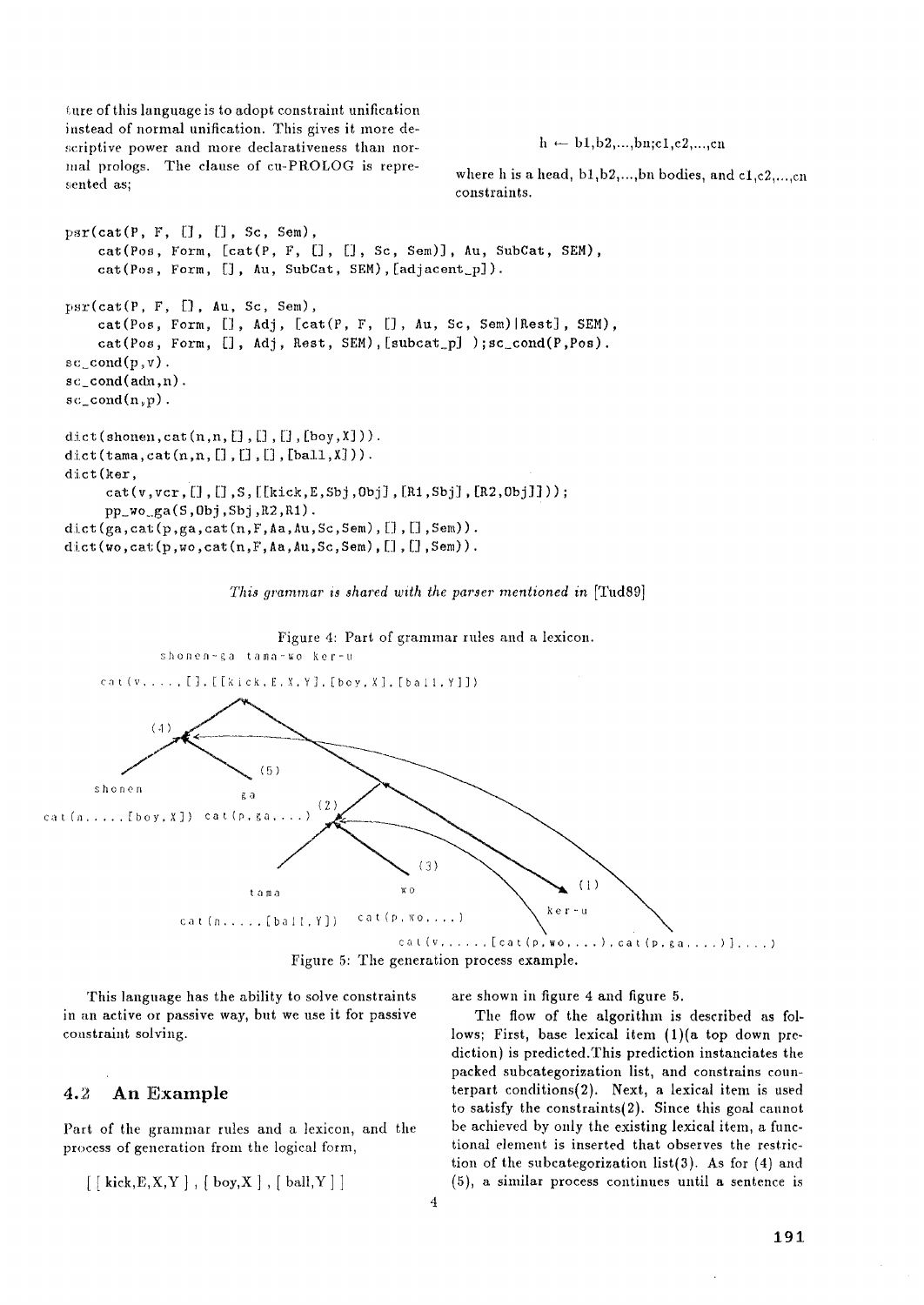ture of this language is to adopt constraint unification instead of normal unification. This gives it more descriptive power and more declarativeness than normal prologs. The clause of cu-PROLOG is represented as;

$$h \leftarrow b1,b2,...,bn;c1,c2,...,cn$$

where h is a head, b1,b2,...,bn bodies, and c1,c2,...,cn constraints.

```
psr(cat(P, F, [], [], Sc, Sem),
    cat(Pos, Form, [cat(P, F, [], [], Sc, Sem)], Au, SubCat, SEM),
    cat(Pos, Form, [], Au, SubCat, SEM),[adjacent_p]).

psr(cat(P, F, [], Au, Sc, Sem),
    cat(Pos, Form, [], Adj, [cat(P, F, [], Au, Sc, Sem)|Rest], SEM),
    cat(Pos, Form, [], Adj, Rest, SEM),[subcat_p] );sc_cond(P,Pos).
sc_cond(p,v).
sc_cond(adn,n).
sc_cond(n,p).

dict(shonen,cat(n,n,[],[],[],[boy,X])).
dict(tama,cat(n,n,[],[],[],[ball,X])).
dict(ker,
     cat(v,vcr,[],[],S,[[kick,E,Sbj,Obj],[R1,Sbj],[R2,Obj]]));
     pp_wo_ga(S,Obj,Sbj,R2,R1).
dict(ga,cat(p,ga,cat(n,F,Aa,Au,Sc,Sem),[],[],Sem)).
dict(wo,cat(p,wo,cat(n,F,Aa,Au,Sc,Sem),[],[],Sem)).
```

*This grammar is shared with the parser mentioned in* [Tud89]

Figure 4: Part of grammar rules and a lexicon.

Figure 5: The generation process example.

This language has the ability to solve constraints in an active or passive way, but we use it for passive constraint solving.

## 4.2 An Example

Part of the grammar rules and a lexicon, and the process of generation from the logical form,

[ [ kick,E,X,Y ] , [ boy,X ] , [ ball,Y ] ]

are shown in figure 4 and figure 5.

The flow of the algorithm is described as follows; First, base lexical item (1)(a top down prediction) is predicted.This prediction instanciates the packed subcategorization list, and constrains counterpart conditions(2). Next, a lexical item is used to satisfy the constraints(2). Since this goal cannot be achieved by only the existing lexical item, a functional element is inserted that observes the restriction of the subcategorization list(3). As for (4) and (5), a similar process continues until a sentence is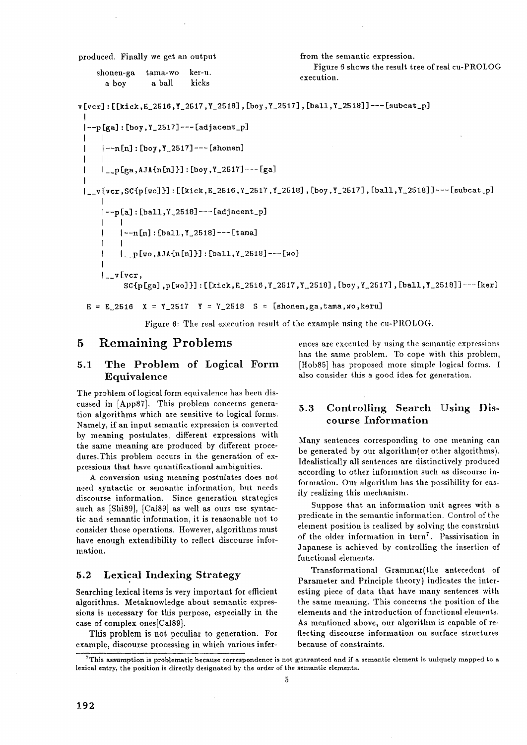produced. Finally we get an output

shonen-ga tama-wo ker-u.
a boy a ball kicks

from the semantic expression.

Figure 6 shows the result tree of real cu-PROLOG execution.

```
v[vcr]:[[kick,E_2516,Y_2517,Y_2518],[boy,Y_2517],[ball,Y_2518]]---[subcat_p]
 |
 |--p[ga]:[boy,Y_2517]---[adjacent_p]
 |   |
 |   |--n[n]:[boy,Y_2517]---[shonen]
 |   |
 |   |__p[ga,AJA{n[n]}]:[boy,Y_2517]---[ga]
 |
 |__v[vcr,SC{p[wo]}]:[[kick,E_2516,Y_2517,Y_2518],[boy,Y_2517],[ball,Y_2518]]---[subcat_p]
     |
     |--p[a]:[ball,Y_2518]---[adjacent_p]
     |   |
     |   |--n[n]:[ball,Y_2518]---[tama]
     |   |
     |   |__p[wo,AJA{n[n]}]:[ball,Y_2518]---[wo]
     |
     |__v[vcr,
          SC{p[ga],p[wo]}]:[[kick,E_2516,Y_2517,Y_2518],[boy,Y_2517],[ball,Y_2518]]---[ker]

  E = E_2516  X = Y_2517  Y = Y_2518  S = [shonen,ga,tama,wo,keru]
```

Figure 6: The real execution result of the example using the cu-PROLOG.

## 5 Remaining Problems

### 5.1 The Problem of Logical Form Equivalence

The problem of logical form equivalence has been discussed in [App87]. This problem concerns generation algorithms which are sensitive to logical forms. Namely, if an input semantic expression is converted by meaning postulates, different expressions with the same meaning are produced by different procedures. This problem occurs in the generation of expressions that have quantificational ambiguities.

A conversion using meaning postulates does not need syntactic or semantic information, but needs discourse information. Since generation strategies such as [Shi89], [Cal89] as well as ours use syntactic and semantic information, it is reasonable not to consider those operations. However, algorithms must have enough extendibility to reflect discourse information.

### 5.2 Lexical Indexing Strategy

Searching lexical items is very important for efficient algorithms. Metaknowledge about semantic expressions is necessary for this purpose, especially in the case of complex ones[Cal89].

This problem is not peculiar to generation. For example, discourse processing in which various inferences are executed by using the semantic expressions has the same problem. To cope with this problem, [Hob85] has proposed more simple logical forms. I also consider this a good idea for generation.

### 5.3 Controlling Search Using Discourse Information

Many sentences corresponding to one meaning can be generated by our algorithm(or other algorithms). Idealistically all sentences are distinctively produced according to other information such as discourse information. Our algorithm has the possibility for easily realizing this mechanism.

Suppose that an information unit agrees with a predicate in the semantic information. Control of the element position is realized by solving the constraint of the older information in turn[7]. Passivisation in Japanese is achieved by controlling the insertion of functional elements.

Transformational Grammar(the antecedent of Parameter and Principle theory) indicates the interesting piece of data that have many sentences with the same meaning. This concerns the position of the elements and the introduction of functional elements. As mentioned above, our algorithm is capable of reflecting discourse information on surface structures because of constraints.

[7] This assumption is problematic because correspondence is not guaranteed and if a semantic element is uniquely mapped to a lexical entry, the position is directly designated by the order of the semantic elements.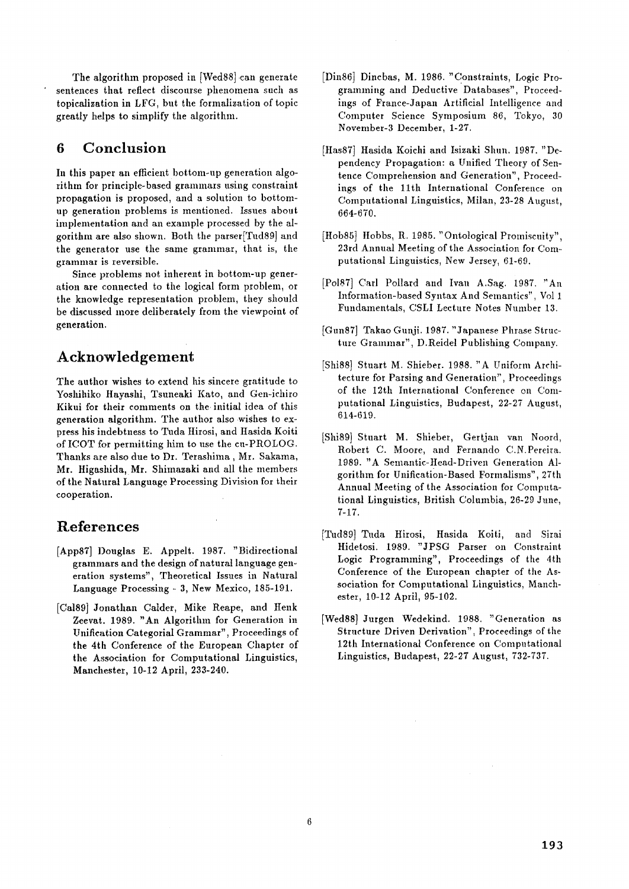The algorithm proposed in [Wed88] can generate sentences that reflect discourse phenomena such as topicalization in LFG, but the formalization of topic greatly helps to simplify the algorithm.

## 6 Conclusion

In this paper an efficient bottom-up generation algorithm for principle-based grammars using constraint propagation is proposed, and a solution to bottom-up generation problems is mentioned. Issues about implementation and an example processed by the algorithm are also shown. Both the parser[Tud89] and the generator use the same grammar, that is, the grammar is reversible.

Since problems not inherent in bottom-up generation are connected to the logical form problem, or the knowledge representation problem, they should be discussed more deliberately from the viewpoint of generation.

## Acknowledgement

The author wishes to extend his sincere gratitude to Yoshihiko Hayashi, Tsuneaki Kato, and Gen-ichiro Kikui for their comments on the initial idea of this generation algorithm. The author also wishes to express his indebtness to Tuda Hirosi, and Hasida Koiti of ICOT for permitting him to use the cu-PROLOG. Thanks are also due to Dr. Terashima , Mr. Sakama, Mr. Higashida, Mr. Shimazaki and all the members of the Natural Language Processing Division for their cooperation.

## References

[App87] Douglas E. Appelt. 1987. "Bidirectional grammars and the design of natural language generation systems", Theoretical Issues in Natural Language Processing - 3, New Mexico, 185-191.

[Cal89] Jonathan Calder, Mike Reape, and Henk Zeevat. 1989. "An Algorithm for Generation in Unification Categorial Grammar", Proceedings of the 4th Conference of the European Chapter of the Association for Computational Linguistics, Manchester, 10-12 April, 233-240.

[Din86] Dincbas, M. 1986. "Constraints, Logic Programming and Deductive Databases", Proceedings of France-Japan Artificial Intelligence and Computer Science Symposium 86, Tokyo, 30 November-3 December, 1-27.

[Has87] Hasida Koichi and Isizaki Shun. 1987. "Dependency Propagation: a Unified Theory of Sentence Comprehension and Generation", Proceedings of the 11th International Conference on Computational Linguistics, Milan, 23-28 August, 664-670.

[Hob85] Hobbs, R. 1985. "Ontological Promiscuity", 23rd Annual Meeting of the Association for Computational Linguistics, New Jersey, 61-69.

[Pol87] Carl Pollard and Ivan A.Sag. 1987. "An Information-based Syntax And Semantics", Vol 1 Fundamentals, CSLI Lecture Notes Number 13.

[Gun87] Takao Gunji. 1987. "Japanese Phrase Structure Grammar", D.Reidel Publishing Company.

[Shi88] Stuart M. Shieber. 1988. "A Uniform Architecture for Parsing and Generation", Proceedings of the 12th International Conference on Computational Linguistics, Budapest, 22-27 August, 614-619.

[Shi89] Stuart M. Shieber, Gertjan van Noord, Robert C. Moore, and Fernando C.N.Pereira. 1989. "A Semantic-Head-Driven Generation Algorithm for Unification-Based Formalisms", 27th Annual Meeting of the Association for Computational Linguistics, British Columbia, 26-29 June, 7-17.

[Tud89] Tuda Hirosi, Hasida Koiti, and Sirai Hidetosi. 1989. "JPSG Parser on Constraint Logic Programming", Proceedings of the 4th Conference of the European chapter of the Association for Computational Linguistics, Manchester, 10-12 April, 95-102.

[Wed88] Jurgen Wedekind. 1988. "Generation as Structure Driven Derivation", Proceedings of the 12th International Conference on Computational Linguistics, Budapest, 22-27 August, 732-737.